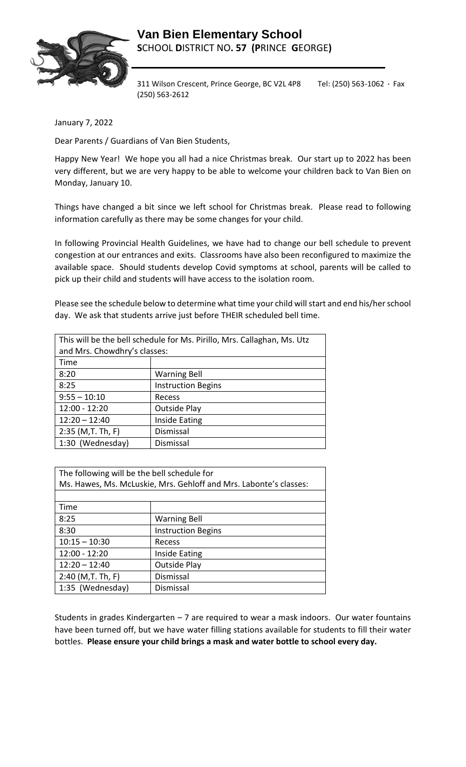# Van Bien Elementary School

**S**CHOOL **D**ISTRICT NO**. 57 (P**RINCE **G**EORGE**)**

311 Wilson Crescent, Prince George, BC V2L 4P8 Tel: (250) 563-1062 · Fax (250) 563-2612

January 7, 2022

Dear Parents / Guardians of Van Bien Students,

Happy New Year! We hope you all had a nice Christmas break. Our start up to 2022 has been very different, but we are very happy to be able to welcome your children back to Van Bien on Monday, January 10.

Things have changed a bit since we left school for Christmas break. Please read to following information carefully as there may be some changes for your child.

In following Provincial Health Guidelines, we have had to change our bell schedule to prevent congestion at our entrances and exits. Classrooms have also been reconfigured to maximize the available space. Should students develop Covid symptoms at school, parents will be called to pick up their child and students will have access to the isolation room.

Please see the schedule below to determine what time your child will start and end his/her school day. We ask that students arrive just before THEIR scheduled bell time.

| This will be the bell schedule for Ms. Pirillo, Mrs. Callaghan, Ms. Utz and Mrs. Chowdhry's classes: | |
|---|---|
| Time | |
| 8:20 | Warning Bell |
| 8:25 | Instruction Begins |
| 9:55 – 10:10 | Recess |
| 12:00 - 12:20 | Outside Play |
| 12:20 – 12:40 | Inside Eating |
| 2:35 (M,T. Th, F) | Dismissal |
| 1:30 (Wednesday) | Dismissal |

| The following will be the bell schedule for Ms. Hawes, Ms. McLuskie, Mrs. Gehloff and Mrs. Labonte's classes: | |
|---|---|
| Time | |
| 8:25 | Warning Bell |
| 8:30 | Instruction Begins |
| 10:15 – 10:30 | Recess |
| 12:00 - 12:20 | Inside Eating |
| 12:20 – 12:40 | Outside Play |
| 2:40 (M,T. Th, F) | Dismissal |
| 1:35 (Wednesday) | Dismissal |

Students in grades Kindergarten – 7 are required to wear a mask indoors. Our water fountains have been turned off, but we have water filling stations available for students to fill their water bottles. **Please ensure your child brings a mask and water bottle to school every day.**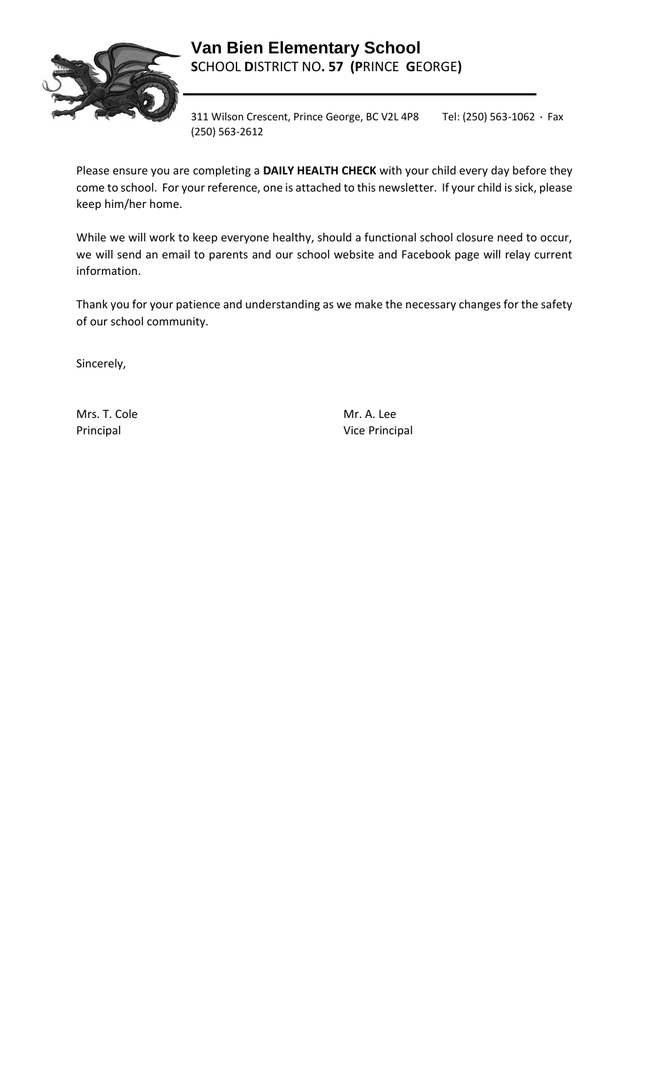# Van Bien Elementary School

**S**CHOOL **D**ISTRICT NO**. 57 (P**RINCE **G**EORGE**)**

311 Wilson Crescent, Prince George, BC V2L 4P8 Tel: (250) 563-1062 · Fax (250) 563-2612

Please ensure you are completing a **DAILY HEALTH CHECK** with your child every day before they come to school. For your reference, one is attached to this newsletter. If your child is sick, please keep him/her home.

While we will work to keep everyone healthy, should a functional school closure need to occur, we will send an email to parents and our school website and Facebook page will relay current information.

Thank you for your patience and understanding as we make the necessary changes for the safety of our school community.

Sincerely,

Mrs. T. Cole
Principal

Mr. A. Lee
Vice Principal